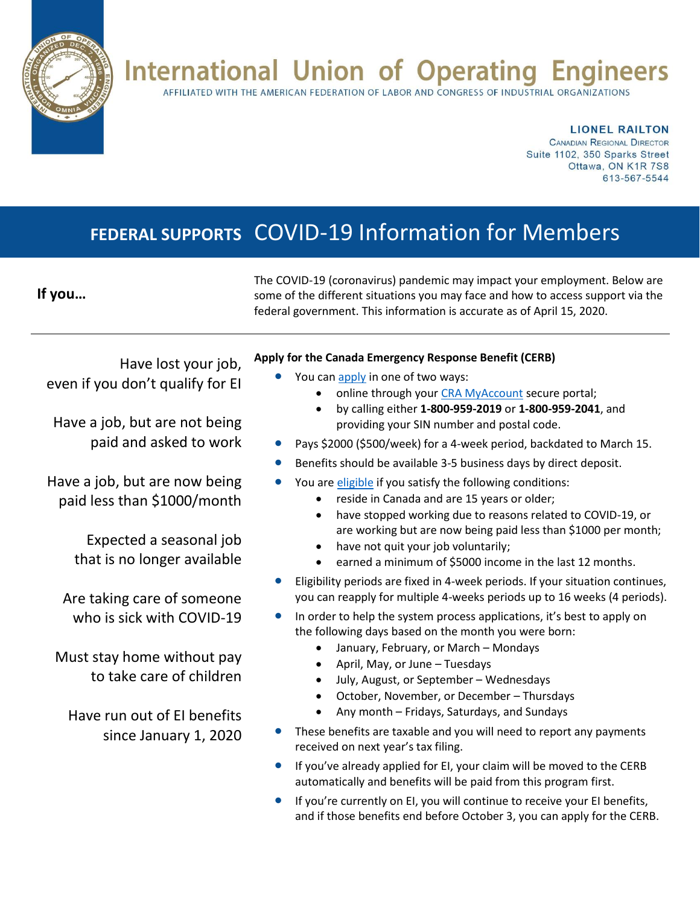# International Union of Operating Engineers

AFFILIATED WITH THE AMERICAN FEDERATION OF LABOR AND CONGRESS OF INDUSTRIAL ORGANIZATIONS

**LIONEL RAILTON**
Canadian Regional Director
Suite 1102, 350 Sparks Street
Ottawa, ON K1R 7S8
613-567-5544

## FEDERAL SUPPORTS COVID-19 Information for Members

**If you…**

The COVID-19 (coronavirus) pandemic may impact your employment. Below are some of the different situations you may face and how to access support via the federal government. This information is accurate as of April 15, 2020.

---

Have lost your job, even if you don't qualify for EI

Have a job, but are not being paid and asked to work

Have a job, but are now being paid less than $1000/month

Expected a seasonal job that is no longer available

Are taking care of someone who is sick with COVID-19

Must stay home without pay to take care of children

Have run out of EI benefits since January 1, 2020

**Apply for the Canada Emergency Response Benefit (CERB)**

- You can apply in one of two ways:
  - online through your CRA MyAccount secure portal;
  - by calling either **1-800-959-2019** or **1-800-959-2041**, and providing your SIN number and postal code.
- Pays $2000 ($500/week) for a 4-week period, backdated to March 15.
- Benefits should be available 3-5 business days by direct deposit.
- You are eligible if you satisfy the following conditions:
  - reside in Canada and are 15 years or older;
  - have stopped working due to reasons related to COVID-19, or are working but are now being paid less than $1000 per month;
  - have not quit your job voluntarily;
  - earned a minimum of $5000 income in the last 12 months.
- Eligibility periods are fixed in 4-week periods. If your situation continues, you can reapply for multiple 4-weeks periods up to 16 weeks (4 periods).
- In order to help the system process applications, it's best to apply on the following days based on the month you were born:
  - January, February, or March – Mondays
  - April, May, or June – Tuesdays
  - July, August, or September – Wednesdays
  - October, November, or December – Thursdays
  - Any month – Fridays, Saturdays, and Sundays
- These benefits are taxable and you will need to report any payments received on next year's tax filing.
- If you've already applied for EI, your claim will be moved to the CERB automatically and benefits will be paid from this program first.
- If you're currently on EI, you will continue to receive your EI benefits, and if those benefits end before October 3, you can apply for the CERB.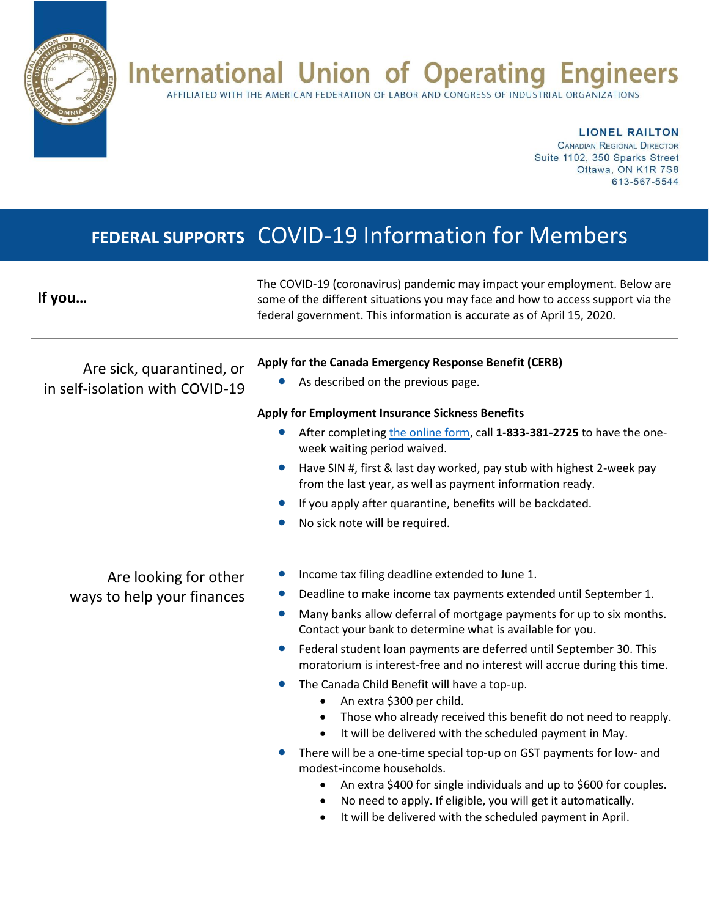# International Union of Operating Engineers

AFFILIATED WITH THE AMERICAN FEDERATION OF LABOR AND CONGRESS OF INDUSTRIAL ORGANIZATIONS

**LIONEL RAILTON**
Canadian Regional Director
Suite 1102, 350 Sparks Street
Ottawa, ON K1R 7S8
613-567-5544

## FEDERAL SUPPORTS COVID-19 Information for Members

**If you…**

The COVID-19 (coronavirus) pandemic may impact your employment. Below are some of the different situations you may face and how to access support via the federal government. This information is accurate as of April 15, 2020.

---

### Are sick, quarantined, or in self-isolation with COVID-19

**Apply for the Canada Emergency Response Benefit (CERB)**

- As described on the previous page.

**Apply for Employment Insurance Sickness Benefits**

- After completing the online form, call **1-833-381-2725** to have the one-week waiting period waived.
- Have SIN #, first & last day worked, pay stub with highest 2-week pay from the last year, as well as payment information ready.
- If you apply after quarantine, benefits will be backdated.
- No sick note will be required.

---

### Are looking for other ways to help your finances

- Income tax filing deadline extended to June 1.
- Deadline to make income tax payments extended until September 1.
- Many banks allow deferral of mortgage payments for up to six months. Contact your bank to determine what is available for you.
- Federal student loan payments are deferred until September 30. This moratorium is interest-free and no interest will accrue during this time.
- The Canada Child Benefit will have a top-up.
    - An extra $300 per child.
    - Those who already received this benefit do not need to reapply.
    - It will be delivered with the scheduled payment in May.
- There will be a one-time special top-up on GST payments for low- and modest-income households.
    - An extra $400 for single individuals and up to $600 for couples.
    - No need to apply. If eligible, you will get it automatically.
    - It will be delivered with the scheduled payment in April.